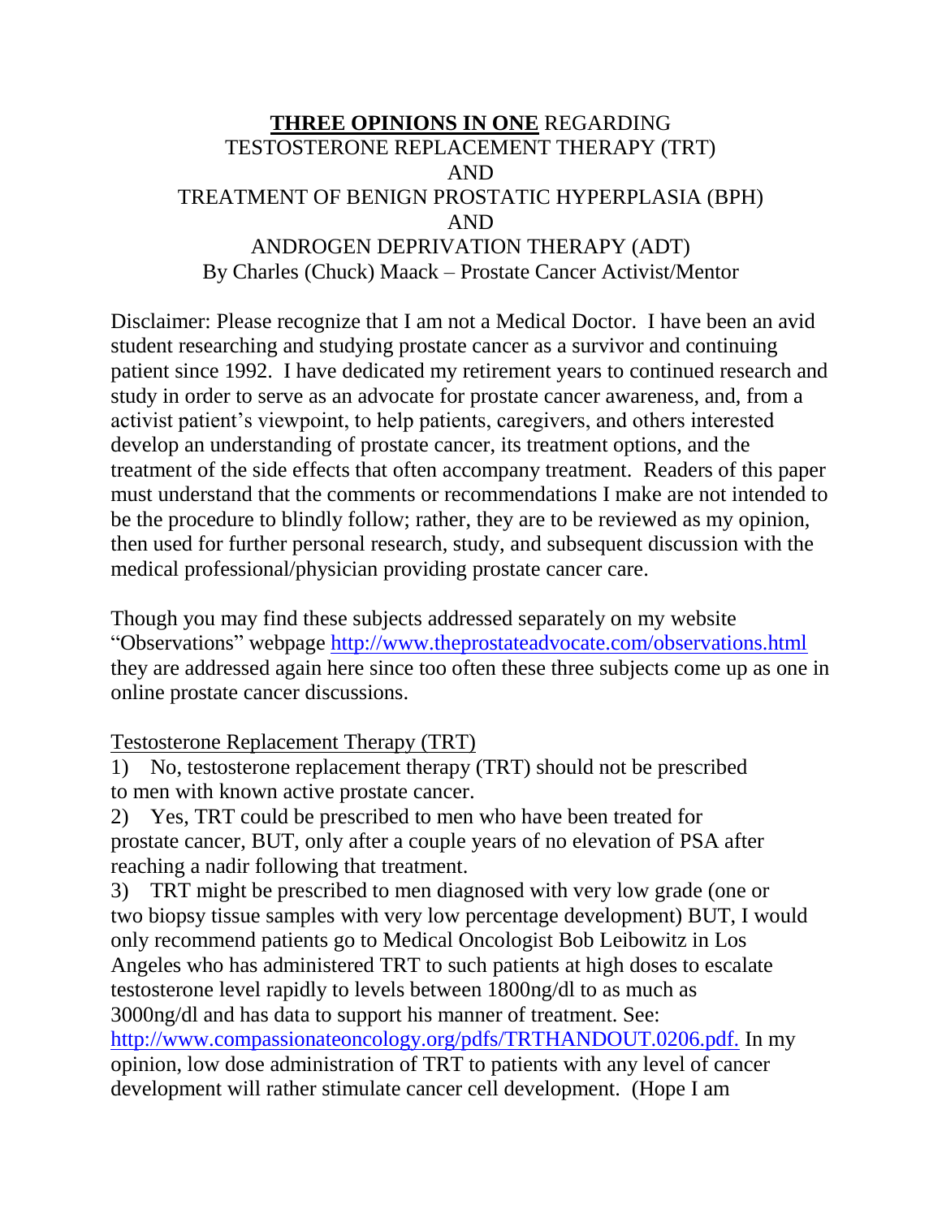**<u>THREE OPINIONS IN ONE</u>** REGARDING
TESTOSTERONE REPLACEMENT THERAPY (TRT)
AND
TREATMENT OF BENIGN PROSTATIC HYPERPLASIA (BPH)
AND
ANDROGEN DEPRIVATION THERAPY (ADT)
By Charles (Chuck) Maack – Prostate Cancer Activist/Mentor

Disclaimer: Please recognize that I am not a Medical Doctor. I have been an avid student researching and studying prostate cancer as a survivor and continuing patient since 1992. I have dedicated my retirement years to continued research and study in order to serve as an advocate for prostate cancer awareness, and, from a activist patient's viewpoint, to help patients, caregivers, and others interested develop an understanding of prostate cancer, its treatment options, and the treatment of the side effects that often accompany treatment. Readers of this paper must understand that the comments or recommendations I make are not intended to be the procedure to blindly follow; rather, they are to be reviewed as my opinion, then used for further personal research, study, and subsequent discussion with the medical professional/physician providing prostate cancer care.

Though you may find these subjects addressed separately on my website "Observations" webpage http://www.theprostateadvocate.com/observations.html they are addressed again here since too often these three subjects come up as one in online prostate cancer discussions.

<u>Testosterone Replacement Therapy (TRT)</u>

1) No, testosterone replacement therapy (TRT) should not be prescribed to men with known active prostate cancer.
2) Yes, TRT could be prescribed to men who have been treated for prostate cancer, BUT, only after a couple years of no elevation of PSA after reaching a nadir following that treatment.
3) TRT might be prescribed to men diagnosed with very low grade (one or two biopsy tissue samples with very low percentage development) BUT, I would only recommend patients go to Medical Oncologist Bob Leibowitz in Los Angeles who has administered TRT to such patients at high doses to escalate testosterone level rapidly to levels between 1800ng/dl to as much as 3000ng/dl and has data to support his manner of treatment. See: http://www.compassionateoncology.org/pdfs/TRTHANDOUT.0206.pdf. In my opinion, low dose administration of TRT to patients with any level of cancer development will rather stimulate cancer cell development. (Hope I am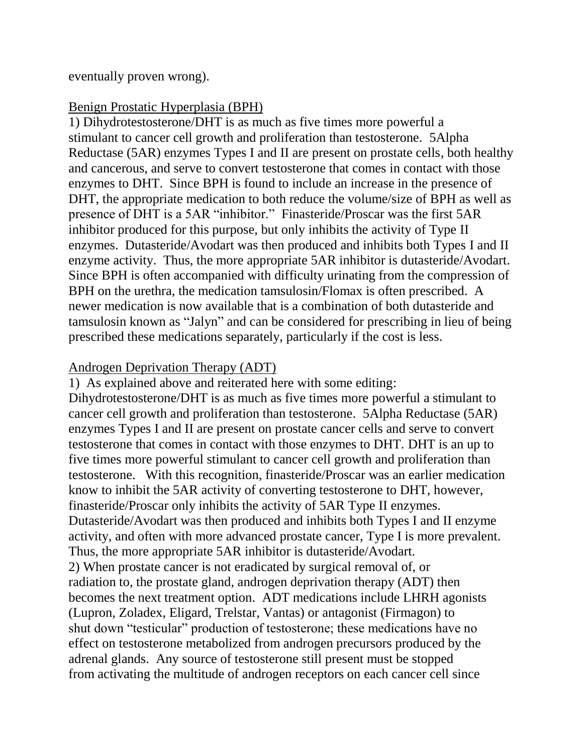eventually proven wrong).

<u>Benign Prostatic Hyperplasia (BPH)</u>

1) Dihydrotestosterone/DHT is as much as five times more powerful a stimulant to cancer cell growth and proliferation than testosterone. 5Alpha Reductase (5AR) enzymes Types I and II are present on prostate cells, both healthy and cancerous, and serve to convert testosterone that comes in contact with those enzymes to DHT. Since BPH is found to include an increase in the presence of DHT, the appropriate medication to both reduce the volume/size of BPH as well as presence of DHT is a 5AR "inhibitor." Finasteride/Proscar was the first 5AR inhibitor produced for this purpose, but only inhibits the activity of Type II enzymes. Dutasteride/Avodart was then produced and inhibits both Types I and II enzyme activity. Thus, the more appropriate 5AR inhibitor is dutasteride/Avodart. Since BPH is often accompanied with difficulty urinating from the compression of BPH on the urethra, the medication tamsulosin/Flomax is often prescribed. A newer medication is now available that is a combination of both dutasteride and tamsulosin known as "Jalyn" and can be considered for prescribing in lieu of being prescribed these medications separately, particularly if the cost is less.

<u>Androgen Deprivation Therapy (ADT)</u>

1) As explained above and reiterated here with some editing: Dihydrotestosterone/DHT is as much as five times more powerful a stimulant to cancer cell growth and proliferation than testosterone. 5Alpha Reductase (5AR) enzymes Types I and II are present on prostate cancer cells and serve to convert testosterone that comes in contact with those enzymes to DHT. DHT is an up to five times more powerful stimulant to cancer cell growth and proliferation than testosterone. With this recognition, finasteride/Proscar was an earlier medication know to inhibit the 5AR activity of converting testosterone to DHT, however, finasteride/Proscar only inhibits the activity of 5AR Type II enzymes. Dutasteride/Avodart was then produced and inhibits both Types I and II enzyme activity, and often with more advanced prostate cancer, Type I is more prevalent. Thus, the more appropriate 5AR inhibitor is dutasteride/Avodart.

2) When prostate cancer is not eradicated by surgical removal of, or radiation to, the prostate gland, androgen deprivation therapy (ADT) then becomes the next treatment option. ADT medications include LHRH agonists (Lupron, Zoladex, Eligard, Trelstar, Vantas) or antagonist (Firmagon) to shut down "testicular" production of testosterone; these medications have no effect on testosterone metabolized from androgen precursors produced by the adrenal glands. Any source of testosterone still present must be stopped from activating the multitude of androgen receptors on each cancer cell since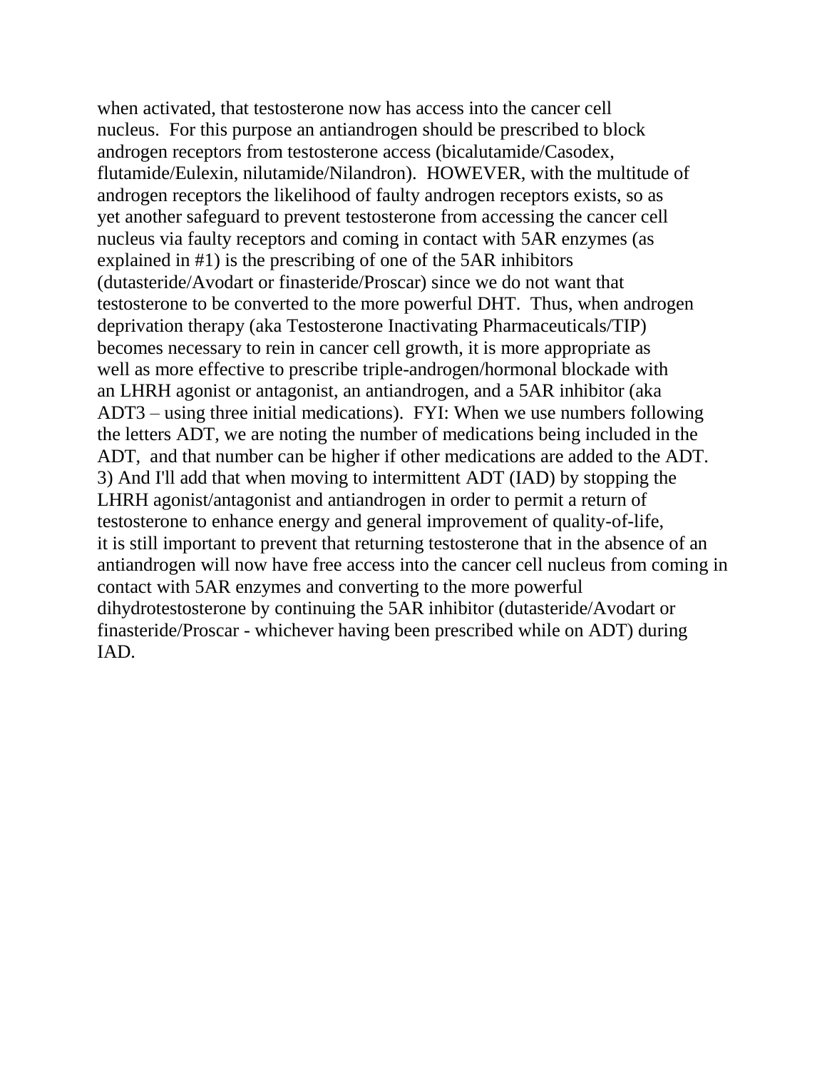when activated, that testosterone now has access into the cancer cell nucleus. For this purpose an antiandrogen should be prescribed to block androgen receptors from testosterone access (bicalutamide/Casodex, flutamide/Eulexin, nilutamide/Nilandron). HOWEVER, with the multitude of androgen receptors the likelihood of faulty androgen receptors exists, so as yet another safeguard to prevent testosterone from accessing the cancer cell nucleus via faulty receptors and coming in contact with 5AR enzymes (as explained in #1) is the prescribing of one of the 5AR inhibitors (dutasteride/Avodart or finasteride/Proscar) since we do not want that testosterone to be converted to the more powerful DHT. Thus, when androgen deprivation therapy (aka Testosterone Inactivating Pharmaceuticals/TIP) becomes necessary to rein in cancer cell growth, it is more appropriate as well as more effective to prescribe triple-androgen/hormonal blockade with an LHRH agonist or antagonist, an antiandrogen, and a 5AR inhibitor (aka ADT3 – using three initial medications). FYI: When we use numbers following the letters ADT, we are noting the number of medications being included in the ADT, and that number can be higher if other medications are added to the ADT.

3) And I'll add that when moving to intermittent ADT (IAD) by stopping the LHRH agonist/antagonist and antiandrogen in order to permit a return of testosterone to enhance energy and general improvement of quality-of-life, it is still important to prevent that returning testosterone that in the absence of an antiandrogen will now have free access into the cancer cell nucleus from coming in contact with 5AR enzymes and converting to the more powerful dihydrotestosterone by continuing the 5AR inhibitor (dutasteride/Avodart or finasteride/Proscar - whichever having been prescribed while on ADT) during IAD.